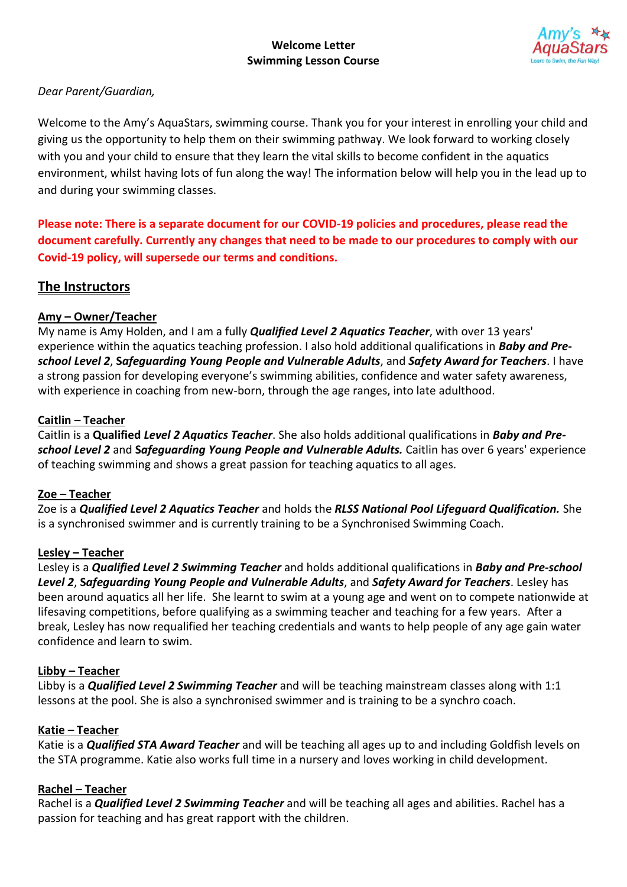**Welcome Letter**
**Swimming Lesson Course**

Amy's AquaStars
Learn to Swim, the Fun Way!

*Dear Parent/Guardian,*

Welcome to the Amy's AquaStars, swimming course. Thank you for your interest in enrolling your child and giving us the opportunity to help them on their swimming pathway. We look forward to working closely with you and your child to ensure that they learn the vital skills to become confident in the aquatics environment, whilst having lots of fun along the way! The information below will help you in the lead up to and during your swimming classes.

**Please note: There is a separate document for our COVID-19 policies and procedures, please read the document carefully. Currently any changes that need to be made to our procedures to comply with our Covid-19 policy, will supersede our terms and conditions.**

## The Instructors

### Amy – Owner/Teacher

My name is Amy Holden, and I am a fully ***Qualified Level 2 Aquatics Teacher***, with over 13 years' experience within the aquatics teaching profession. I also hold additional qualifications in ***Baby and Pre-school Level 2***, ***Safeguarding Young People and Vulnerable Adults***, and ***Safety Award for Teachers***. I have a strong passion for developing everyone's swimming abilities, confidence and water safety awareness, with experience in coaching from new-born, through the age ranges, into late adulthood.

### Caitlin – Teacher

Caitlin is a **Qualified** ***Level 2 Aquatics Teacher***. She also holds additional qualifications in ***Baby and Pre-school Level 2*** and ***Safeguarding Young People and Vulnerable Adults.*** Caitlin has over 6 years' experience of teaching swimming and shows a great passion for teaching aquatics to all ages.

### Zoe – Teacher

Zoe is a ***Qualified Level 2 Aquatics Teacher*** and holds the ***RLSS National Pool Lifeguard Qualification.*** She is a synchronised swimmer and is currently training to be a Synchronised Swimming Coach.

### Lesley – Teacher

Lesley is a ***Qualified Level 2 Swimming Teacher*** and holds additional qualifications in ***Baby and Pre-school Level 2***, ***Safeguarding Young People and Vulnerable Adults***, and ***Safety Award for Teachers***. Lesley has been around aquatics all her life. She learnt to swim at a young age and went on to compete nationwide at lifesaving competitions, before qualifying as a swimming teacher and teaching for a few years. After a break, Lesley has now requalified her teaching credentials and wants to help people of any age gain water confidence and learn to swim.

### Libby – Teacher

Libby is a ***Qualified Level 2 Swimming Teacher*** and will be teaching mainstream classes along with 1:1 lessons at the pool. She is also a synchronised swimmer and is training to be a synchro coach.

### Katie – Teacher

Katie is a ***Qualified STA Award Teacher*** and will be teaching all ages up to and including Goldfish levels on the STA programme. Katie also works full time in a nursery and loves working in child development.

### Rachel – Teacher

Rachel is a ***Qualified Level 2 Swimming Teacher*** and will be teaching all ages and abilities. Rachel has a passion for teaching and has great rapport with the children.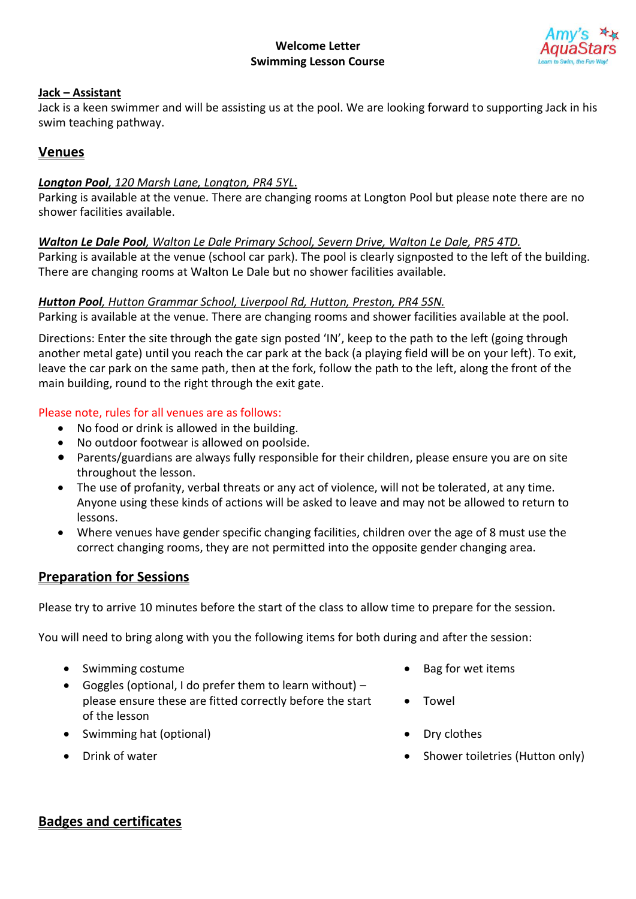**Welcome Letter**
**Swimming Lesson Course**

**Jack – Assistant**

Jack is a keen swimmer and will be assisting us at the pool. We are looking forward to supporting Jack in his swim teaching pathway.

## Venues

***Longton Pool**, 120 Marsh Lane, Longton, PR4 5YL.*

Parking is available at the venue. There are changing rooms at Longton Pool but please note there are no shower facilities available.

***Walton Le Dale Pool**, Walton Le Dale Primary School, Severn Drive, Walton Le Dale, PR5 4TD.*

Parking is available at the venue (school car park). The pool is clearly signposted to the left of the building. There are changing rooms at Walton Le Dale but no shower facilities available.

***Hutton Pool**, Hutton Grammar School, Liverpool Rd, Hutton, Preston, PR4 5SN.*

Parking is available at the venue. There are changing rooms and shower facilities available at the pool.

Directions: Enter the site through the gate sign posted 'IN', keep to the path to the left (going through another metal gate) until you reach the car park at the back (a playing field will be on your left). To exit, leave the car park on the same path, then at the fork, follow the path to the left, along the front of the main building, round to the right through the exit gate.

Please note, rules for all venues are as follows:

- No food or drink is allowed in the building.
- No outdoor footwear is allowed on poolside.
- Parents/guardians are always fully responsible for their children, please ensure you are on site throughout the lesson.
- The use of profanity, verbal threats or any act of violence, will not be tolerated, at any time. Anyone using these kinds of actions will be asked to leave and may not be allowed to return to lessons.
- Where venues have gender specific changing facilities, children over the age of 8 must use the correct changing rooms, they are not permitted into the opposite gender changing area.

## Preparation for Sessions

Please try to arrive 10 minutes before the start of the class to allow time to prepare for the session.

You will need to bring along with you the following items for both during and after the session:

- Swimming costume
- Goggles (optional, I do prefer them to learn without) – please ensure these are fitted correctly before the start of the lesson
- Swimming hat (optional)
- Drink of water
- Bag for wet items
- Towel
- Dry clothes
- Shower toiletries (Hutton only)

## Badges and certificates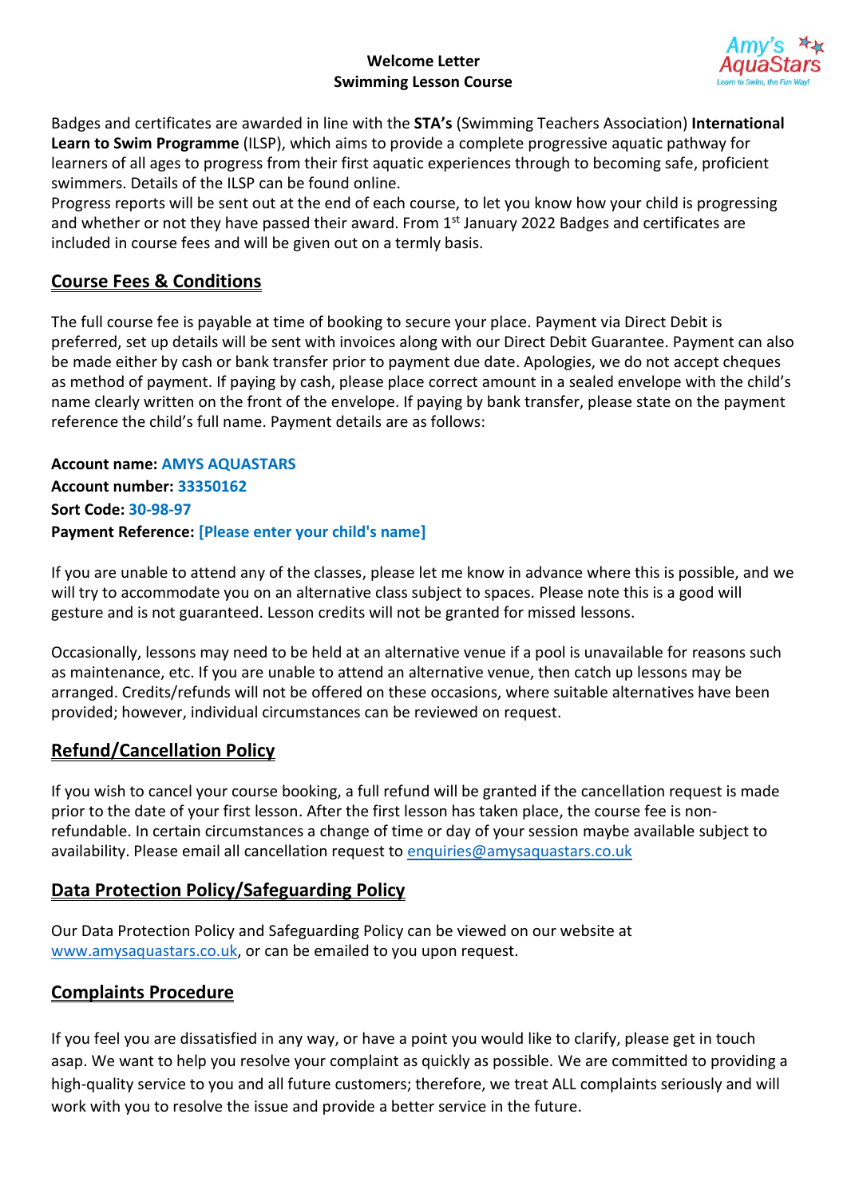**Welcome Letter**
**Swimming Lesson Course**

Badges and certificates are awarded in line with the **STA's** (Swimming Teachers Association) **International Learn to Swim Programme** (ILSP), which aims to provide a complete progressive aquatic pathway for learners of all ages to progress from their first aquatic experiences through to becoming safe, proficient swimmers. Details of the ILSP can be found online.
Progress reports will be sent out at the end of each course, to let you know how your child is progressing and whether or not they have passed their award. From 1st January 2022 Badges and certificates are included in course fees and will be given out on a termly basis.

## Course Fees & Conditions

The full course fee is payable at time of booking to secure your place. Payment via Direct Debit is preferred, set up details will be sent with invoices along with our Direct Debit Guarantee. Payment can also be made either by cash or bank transfer prior to payment due date. Apologies, we do not accept cheques as method of payment. If paying by cash, please place correct amount in a sealed envelope with the child's name clearly written on the front of the envelope. If paying by bank transfer, please state on the payment reference the child's full name. Payment details are as follows:

**Account name: AMYS AQUASTARS**
**Account number: 33350162**
**Sort Code: 30-98-97**
**Payment Reference: [Please enter your child's name]**

If you are unable to attend any of the classes, please let me know in advance where this is possible, and we will try to accommodate you on an alternative class subject to spaces. Please note this is a good will gesture and is not guaranteed. Lesson credits will not be granted for missed lessons.

Occasionally, lessons may need to be held at an alternative venue if a pool is unavailable for reasons such as maintenance, etc. If you are unable to attend an alternative venue, then catch up lessons may be arranged. Credits/refunds will not be offered on these occasions, where suitable alternatives have been provided; however, individual circumstances can be reviewed on request.

## Refund/Cancellation Policy

If you wish to cancel your course booking, a full refund will be granted if the cancellation request is made prior to the date of your first lesson. After the first lesson has taken place, the course fee is non-refundable. In certain circumstances a change of time or day of your session maybe available subject to availability. Please email all cancellation request to enquiries@amysaquastars.co.uk

## Data Protection Policy/Safeguarding Policy

Our Data Protection Policy and Safeguarding Policy can be viewed on our website at www.amysaquastars.co.uk, or can be emailed to you upon request.

## Complaints Procedure

If you feel you are dissatisfied in any way, or have a point you would like to clarify, please get in touch asap. We want to help you resolve your complaint as quickly as possible. We are committed to providing a high-quality service to you and all future customers; therefore, we treat ALL complaints seriously and will work with you to resolve the issue and provide a better service in the future.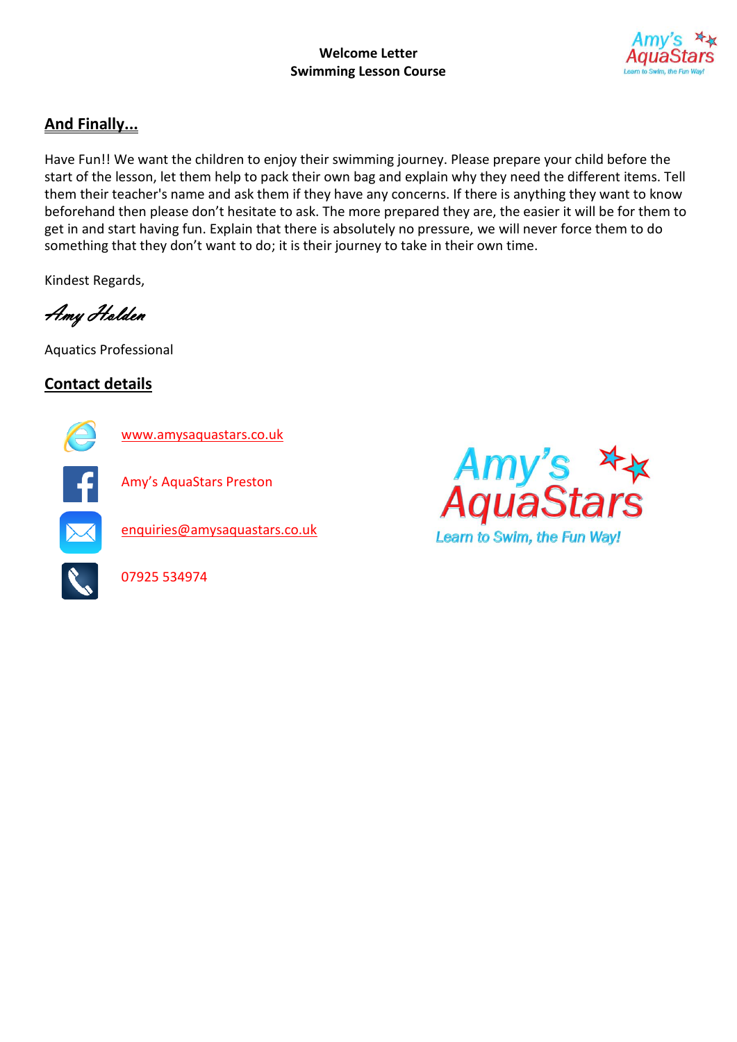## And Finally...

Have Fun!! We want the children to enjoy their swimming journey. Please prepare your child before the start of the lesson, let them help to pack their own bag and explain why they need the different items. Tell them their teacher's name and ask them if they have any concerns. If there is anything they want to know beforehand then please don't hesitate to ask. The more prepared they are, the easier it will be for them to get in and start having fun. Explain that there is absolutely no pressure, we will never force them to do something that they don't want to do; it is their journey to take in their own time.

Kindest Regards,

*Amy Holden*

Aquatics Professional

## Contact details

www.amysaquastars.co.uk

Amy's AquaStars Preston

enquiries@amysaquastars.co.uk

07925 534974